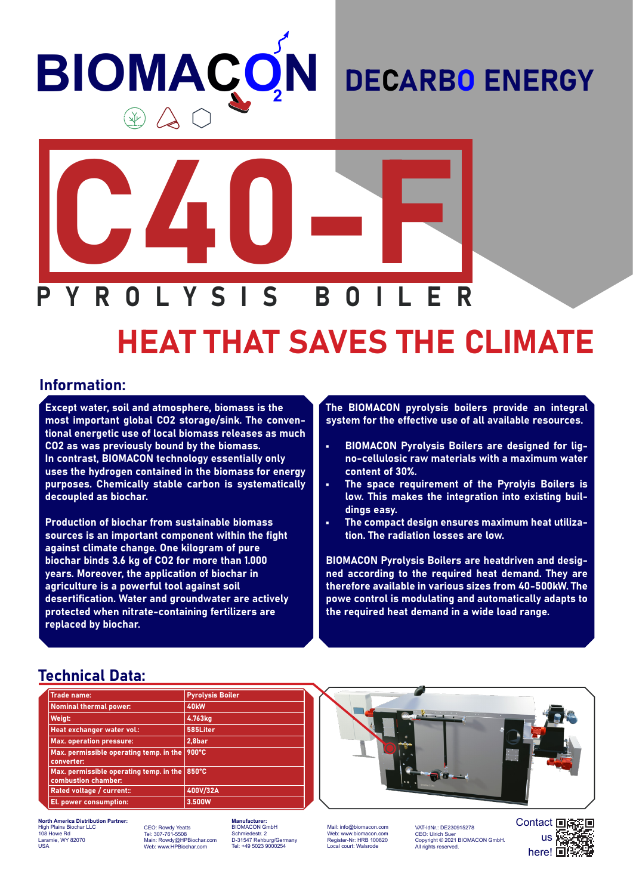# BIOMACON

# DECARBO ENERGY

# C40-F

## PYROLYSIS BOILER

## HEAT THAT SAVES THE CLIMATE

## Information:

**Except water, soil and atmosphere, biomass is the most important global CO2 storage/sink. The conventional energetic use of local biomass releases as much CO2 as was previously bound by the biomass. In contrast, BIOMACON technology essentially only uses the hydrogen contained in the biomass for energy purposes. Chemically stable carbon is systematically decoupled as biochar.**

**Production of biochar from sustainable biomass sources is an important component within the fight against climate change. One kilogram of pure biochar binds 3.6 kg of CO2 for more than 1.000 years. Moreover, the application of biochar in agriculture is a powerful tool against soil desertification. Water and groundwater are actively protected when nitrate-containing fertilizers are replaced by biochar.**

**The BIOMACON pyrolysis boilers provide an integral system for the effective use of all available resources.**

- **BIOMACON Pyrolysis Boilers are designed for ligno-cellulosic raw materials with a maximum water content of 30%.**
- **The space requirement of the Pyrolyis Boilers is low. This makes the integration into existing buildings easy.**
- **The compact design ensures maximum heat utilization. The radiation losses are low.**

**BIOMACON Pyrolysis Boilers are heatdriven and designed according to the required heat demand. They are therefore available in various sizes from 40-500kW. The powe control is modulating and automatically adapts to the required heat demand in a wide load range.**

## Technical Data:

| Trade name: | Pyrolysis Boiler |
|---|---|
| Nominal thermal power: | 40kW |
| Weigt: | 4.763kg |
| Heat exchanger water vol.: | 585Liter |
| Max. operation pressure: | 2,8bar |
| Max. permissible operating temp. in the converter: | 900°C |
| Max. permissible operating temp. in the combustion chamber: | 850°C |
| Rated voltage / current:: | 400V/32A |
| El. power consumption: | 3.500W |

**North America Distribution Partner:**
High Plains Biochar LLC
108 Howe Rd
Laramie, WY 82070
USA

CEO: Rowdy Yeatts
Tel: 307-761-5508
Main: Rowdy@HPBiochar.com
Web: www.HPBiochar.com

**Manufacturer:**
BIOMACON GmbH
Schmiedestr. 2
D-31547 Rehburg/Germany
Tel: +49 5023 9000254

Mail: info@biomacon.com
Web: www.biomacon.com
Register-Nr: HRB 100820
Local court: Walsrode

VAT-IdNr.: DE230915278
CEO: Ulrich Suer
Copyright © 2021 BIOMACON GmbH.
All rights reserved.

Contact us here!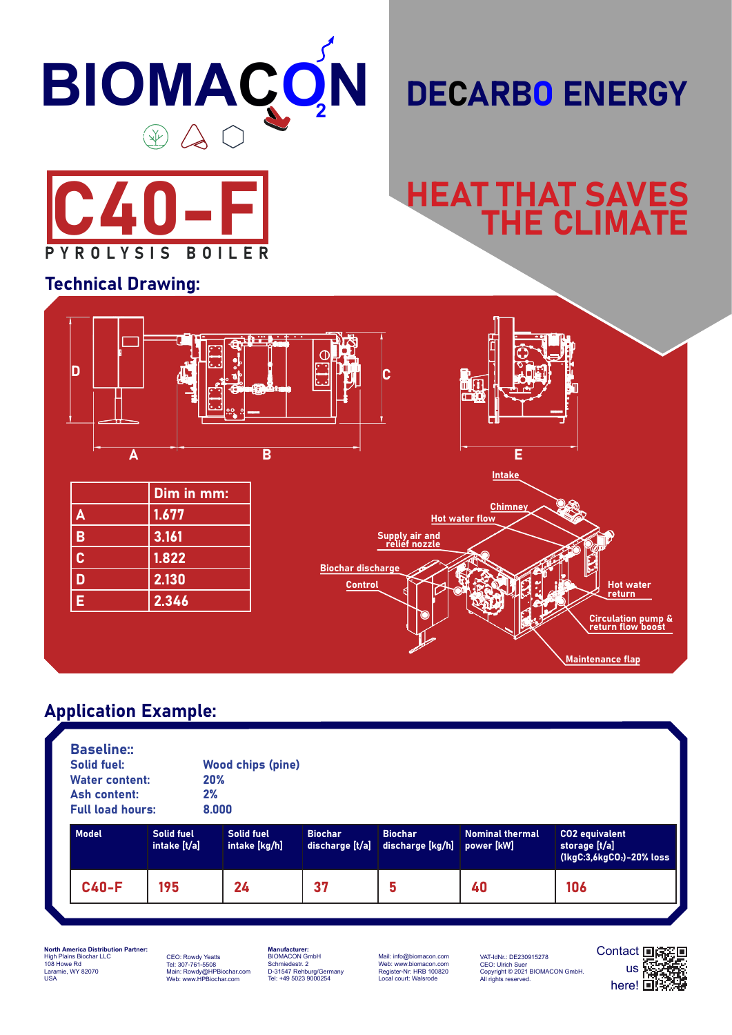# BIOMACON

# DECARBO ENERGY

# C40-F

PYROLYSIS BOILER

## HEAT THAT SAVES THE CLIMATE

## Technical Drawing:

D

C

A

B

E

| | Dim in mm: |
|---|---|
| A | 1.677 |
| B | 3.161 |
| C | 1.822 |
| D | 2.130 |
| E | 2.346 |

Intake

Chimney

Hot water flow

Supply air and relief nozzle

Biochar discharge

Control

Hot water return

Circulation pump & return flow boost

Maintenance flap

## Application Example:

**Baseline::**

**Solid fuel:** Wood chips (pine)
**Water content:** 20%
**Ash content:** 2%
**Full load hours:** 8.000

| Model | Solid fuel intake [t/a] | Solid fuel intake [kg/h] | Biochar discharge [t/a] | Biochar discharge [kg/h] | Nominal thermal power [kW] | CO2 equivalent storage [t/a] (1kgC:3,6kgCO₂)-20% loss |
|---|---|---|---|---|---|---|
| C40-F | 195 | 24 | 37 | 5 | 40 | 106 |

**North America Distribution Partner:**
High Plains Biochar LLC
108 Howe Rd
Laramie, WY 82070
USA

CEO: Rowdy Yeatts
Tel: 307-761-5508
Main: Rowdy@HPBiochar.com
Web: www.HPBiochar.com

**Manufacturer:**
BIOMACON GmbH
Schmiedestr. 2
D-31547 Rehburg/Germany
Tel: +49 5023 9000254

Mail: info@biomacon.com
Web: www.biomacon.com
Register-Nr: HRB 100820
Local court: Walsrode

VAT-IdNr.: DE230915278
CEO: Ulrich Suer
Copyright © 2021 BIOMACON GmbH.
All rights reserved.

Contact us here!